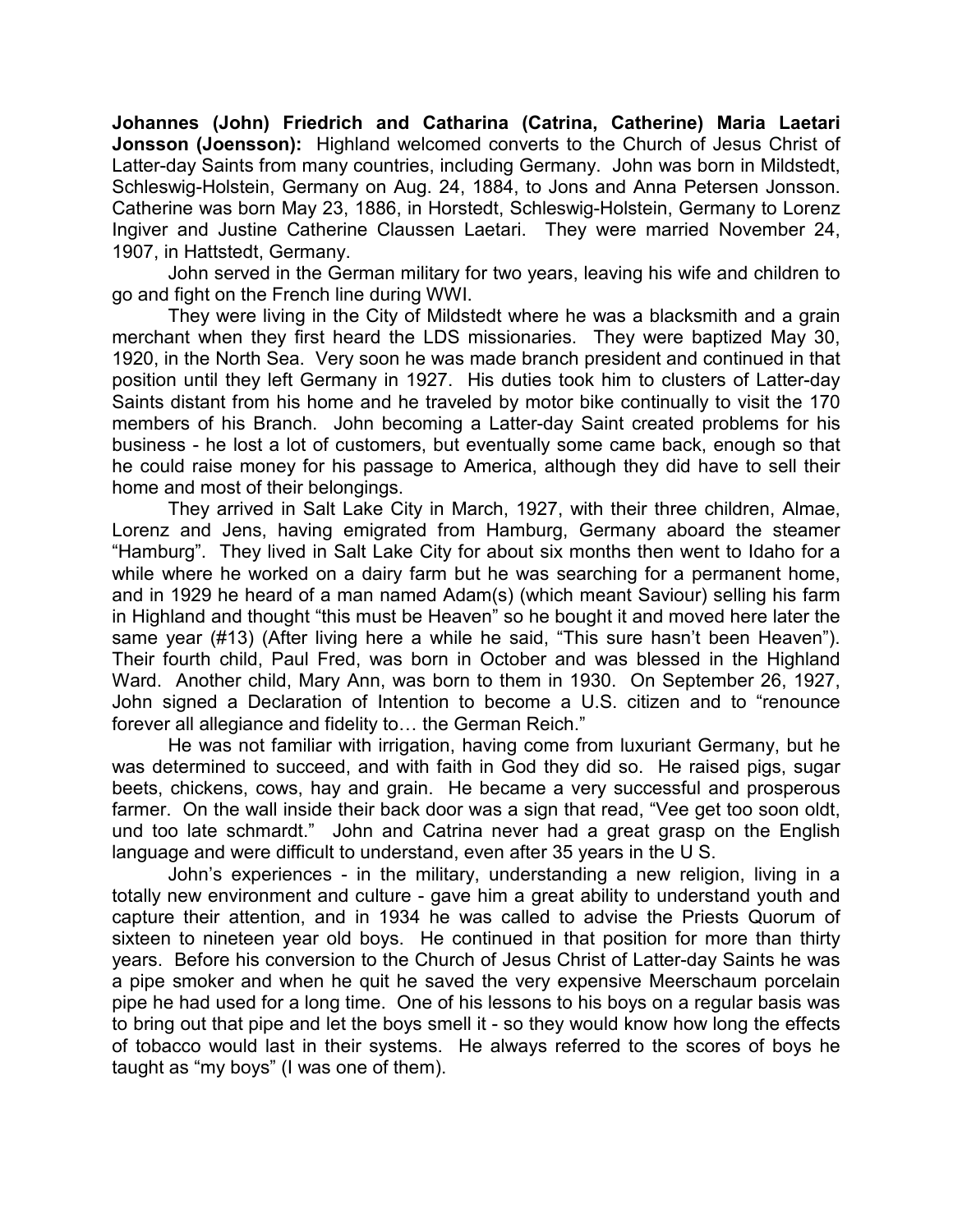**Johannes (John) Friedrich and Catharina (Catrina, Catherine) Maria Laetari Jonsson (Joensson):** Highland welcomed converts to the Church of Jesus Christ of Latter-day Saints from many countries, including Germany. John was born in Mildstedt, Schleswig-Holstein, Germany on Aug. 24, 1884, to Jons and Anna Petersen Jonsson. Catherine was born May 23, 1886, in Horstedt, Schleswig-Holstein, Germany to Lorenz Ingiver and Justine Catherine Claussen Laetari. They were married November 24, 1907, in Hattstedt, Germany.

John served in the German military for two years, leaving his wife and children to go and fight on the French line during WWI.

They were living in the City of Mildstedt where he was a blacksmith and a grain merchant when they first heard the LDS missionaries. They were baptized May 30, 1920, in the North Sea. Very soon he was made branch president and continued in that position until they left Germany in 1927. His duties took him to clusters of Latter-day Saints distant from his home and he traveled by motor bike continually to visit the 170 members of his Branch. John becoming a Latter-day Saint created problems for his business - he lost a lot of customers, but eventually some came back, enough so that he could raise money for his passage to America, although they did have to sell their home and most of their belongings.

They arrived in Salt Lake City in March, 1927, with their three children, Almae, Lorenz and Jens, having emigrated from Hamburg, Germany aboard the steamer "Hamburg". They lived in Salt Lake City for about six months then went to Idaho for a while where he worked on a dairy farm but he was searching for a permanent home, and in 1929 he heard of a man named Adam(s) (which meant Saviour) selling his farm in Highland and thought "this must be Heaven" so he bought it and moved here later the same year (#13) (After living here a while he said, "This sure hasn't been Heaven"). Their fourth child, Paul Fred, was born in October and was blessed in the Highland Ward. Another child, Mary Ann, was born to them in 1930. On September 26, 1927, John signed a Declaration of Intention to become a U.S. citizen and to "renounce forever all allegiance and fidelity to… the German Reich."

He was not familiar with irrigation, having come from luxuriant Germany, but he was determined to succeed, and with faith in God they did so. He raised pigs, sugar beets, chickens, cows, hay and grain. He became a very successful and prosperous farmer. On the wall inside their back door was a sign that read, "Vee get too soon oldt, und too late schmardt." John and Catrina never had a great grasp on the English language and were difficult to understand, even after 35 years in the U S.

John's experiences - in the military, understanding a new religion, living in a totally new environment and culture - gave him a great ability to understand youth and capture their attention, and in 1934 he was called to advise the Priests Quorum of sixteen to nineteen year old boys. He continued in that position for more than thirty years. Before his conversion to the Church of Jesus Christ of Latter-day Saints he was a pipe smoker and when he quit he saved the very expensive Meerschaum porcelain pipe he had used for a long time. One of his lessons to his boys on a regular basis was to bring out that pipe and let the boys smell it - so they would know how long the effects of tobacco would last in their systems. He always referred to the scores of boys he taught as "my boys" (I was one of them).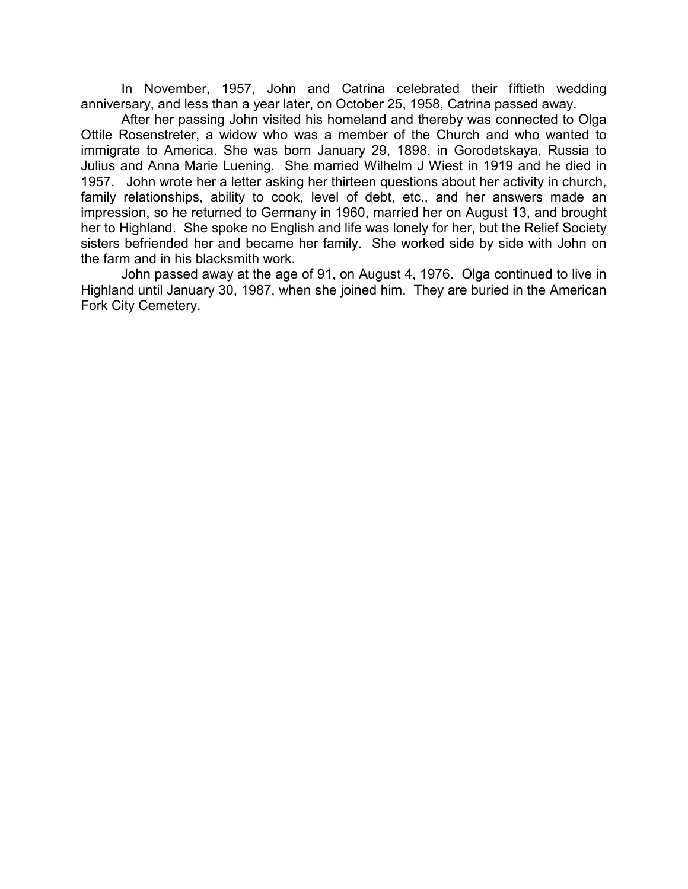In November, 1957, John and Catrina celebrated their fiftieth wedding anniversary, and less than a year later, on October 25, 1958, Catrina passed away.

After her passing John visited his homeland and thereby was connected to Olga Ottile Rosenstreter, a widow who was a member of the Church and who wanted to immigrate to America. She was born January 29, 1898, in Gorodetskaya, Russia to Julius and Anna Marie Luening. She married Wilhelm J Wiest in 1919 and he died in 1957. John wrote her a letter asking her thirteen questions about her activity in church, family relationships, ability to cook, level of debt, etc., and her answers made an impression, so he returned to Germany in 1960, married her on August 13, and brought her to Highland. She spoke no English and life was lonely for her, but the Relief Society sisters befriended her and became her family. She worked side by side with John on the farm and in his blacksmith work.

John passed away at the age of 91, on August 4, 1976. Olga continued to live in Highland until January 30, 1987, when she joined him. They are buried in the American Fork City Cemetery.